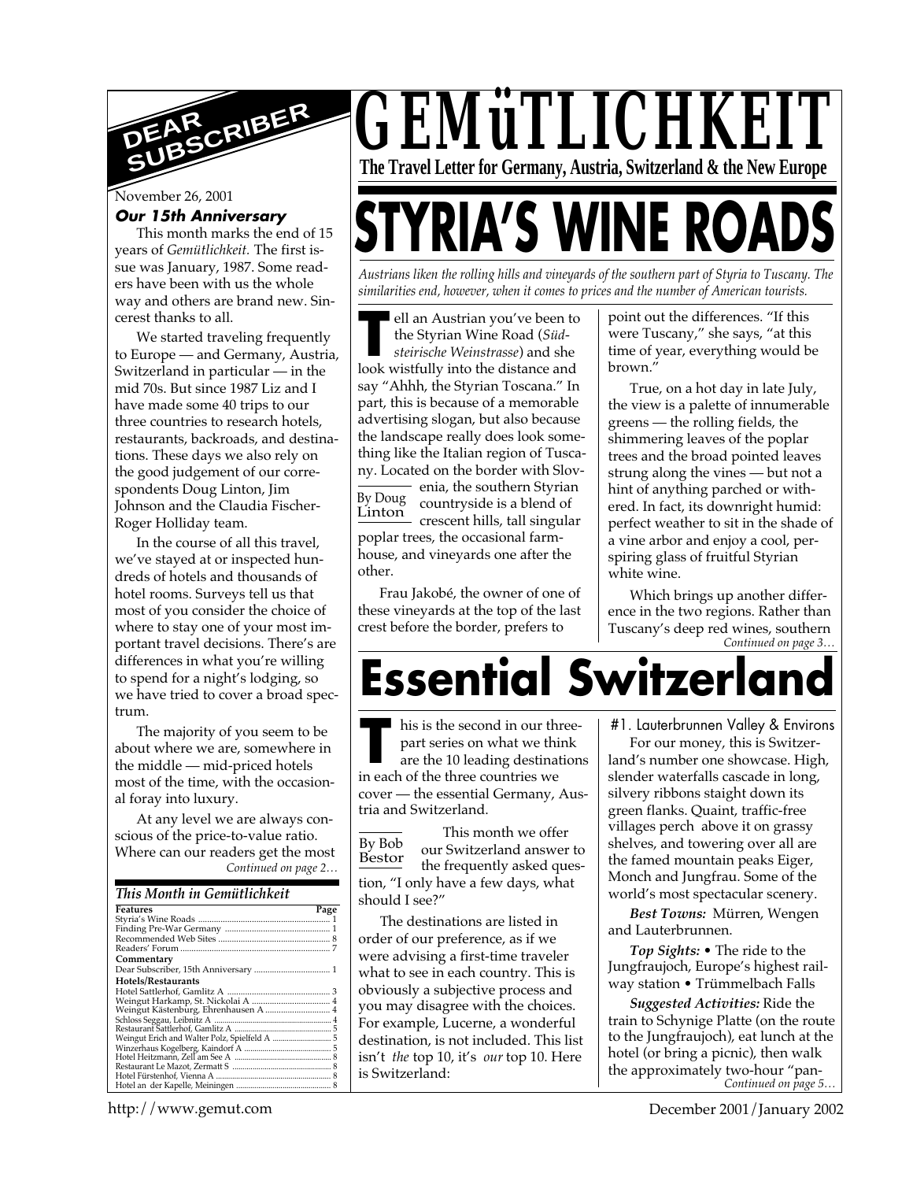# GEMüTLICHKEIT

**The Travel Letter for Germany, Austria, Switzerland & the New Europe**

## DEAR SUBSCRIBER

November 26, 2001

***Our 15th Anniversary***

This month marks the end of 15 years of *Gemütlichkeit.* The first issue was January, 1987. Some readers have been with us the whole way and others are brand new. Sincerest thanks to all.

We started traveling frequently to Europe — and Germany, Austria, Switzerland in particular — in the mid 70s. But since 1987 Liz and I have made some 40 trips to our three countries to research hotels, restaurants, backroads, and destinations. These days we also rely on the good judgement of our correspondents Doug Linton, Jim Johnson and the Claudia Fischer-Roger Holliday team.

In the course of all this travel, we've stayed at or inspected hundreds of hotels and thousands of hotel rooms. Surveys tell us that most of you consider the choice of where to stay one of your most important travel decisions. There's are differences in what you're willing to spend for a night's lodging, so we have tried to cover a broad spectrum.

The majority of you seem to be about where we are, somewhere in the middle — mid-priced hotels most of the time, with the occasional foray into luxury.

At any level we are always conscious of the price-to-value ratio. Where can our readers get the most

*Continued on page 2…*

### This Month in Gemütlichkeit

| **Features** | **Page** |
|---|---|
| Styria's Wine Roads | 1 |
| Finding Pre-War Germany | 1 |
| Recommended Web Sites | 8 |
| Readers' Forum | 7 |
| **Commentary** | |
| Dear Subscriber, 15th Anniversary | 1 |
| **Hotels/Restaurants** | |
| Hotel Sattlerhof, Gamlitz A | 3 |
| Weingut Harkamp, St. Nickolai A | 4 |
| Weingut Kästenburg, Ehrenhausen A | 4 |
| Schloss Seggau, Leibnitz A | 4 |
| Restaurant Sattlerhof, Gamlitz A | 5 |
| Weingut Erich and Walter Polz, Spielfeld A | 5 |
| Winzerhaus Kogelberg, Kaindorf A | 5 |
| Hotel Heitzmann, Zell am See A | 8 |
| Restaurant Le Mazot, Zermatt S | 8 |
| Hotel Fürstenhof, Vienna A | 8 |
| Hotel an der Kapelle, Meiningen | 8 |

# STYRIA'S WINE ROADS

*Austrians liken the rolling hills and vineyards of the southern part of Styria to Tuscany. The similarities end, however, when it comes to prices and the number of American tourists.*

By Doug Linton

Tell an Austrian you've been to the Styrian Wine Road (*Südsteirische Weinstrasse*) and she look wistfully into the distance and say "Ahhh, the Styrian Toscana." In part, this is because of a memorable advertising slogan, but also because the landscape really does look something like the Italian region of Tuscany. Located on the border with Slovenia, the southern Styrian countryside is a blend of crescent hills, tall singular poplar trees, the occasional farmhouse, and vineyards one after the other.

Frau Jakobé, the owner of one of these vineyards at the top of the last crest before the border, prefers to point out the differences. "If this were Tuscany," she says, "at this time of year, everything would be brown."

True, on a hot day in late July, the view is a palette of innumerable greens — the rolling fields, the shimmering leaves of the poplar trees and the broad pointed leaves strung along the vines — but not a hint of anything parched or withered. In fact, its downright humid: perfect weather to sit in the shade of a vine arbor and enjoy a cool, perspiring glass of fruitful Styrian white wine.

Which brings up another difference in the two regions. Rather than Tuscany's deep red wines, southern

*Continued on page 3…*

# Essential Switzerland

By Bob Bestor

This is the second in our three-part series on what we think are the 10 leading destinations in each of the three countries we cover — the essential Germany, Austria and Switzerland.

This month we offer our Switzerland answer to the frequently asked question, "I only have a few days, what should I see?"

The destinations are listed in order of our preference, as if we were advising a first-time traveler what to see in each country. This is obviously a subjective process and you may disagree with the choices. For example, Lucerne, a wonderful destination, is not included. This list isn't *the* top 10, it's *our* top 10. Here is Switzerland:

### #1. Lauterbrunnen Valley & Environs

For our money, this is Switzerland's number one showcase. High, slender waterfalls cascade in long, silvery ribbons staight down its green flanks. Quaint, traffic-free villages perch above it on grassy shelves, and towering over all are the famed mountain peaks Eiger, Monch and Jungfrau. Some of the world's most spectacular scenery.

***Best Towns:*** Mürren, Wengen and Lauterbrunnen.

***Top Sights:*** • The ride to the Jungfraujoch, Europe's highest railway station • Trümmelbach Falls

***Suggested Activities:*** Ride the train to Schynige Platte (on the route to the Jungfraujoch), eat lunch at the hotel (or bring a picnic), then walk the approximately two-hour "pan-

*Continued on page 5…*

http://www.gemut.com

December 2001/January 2002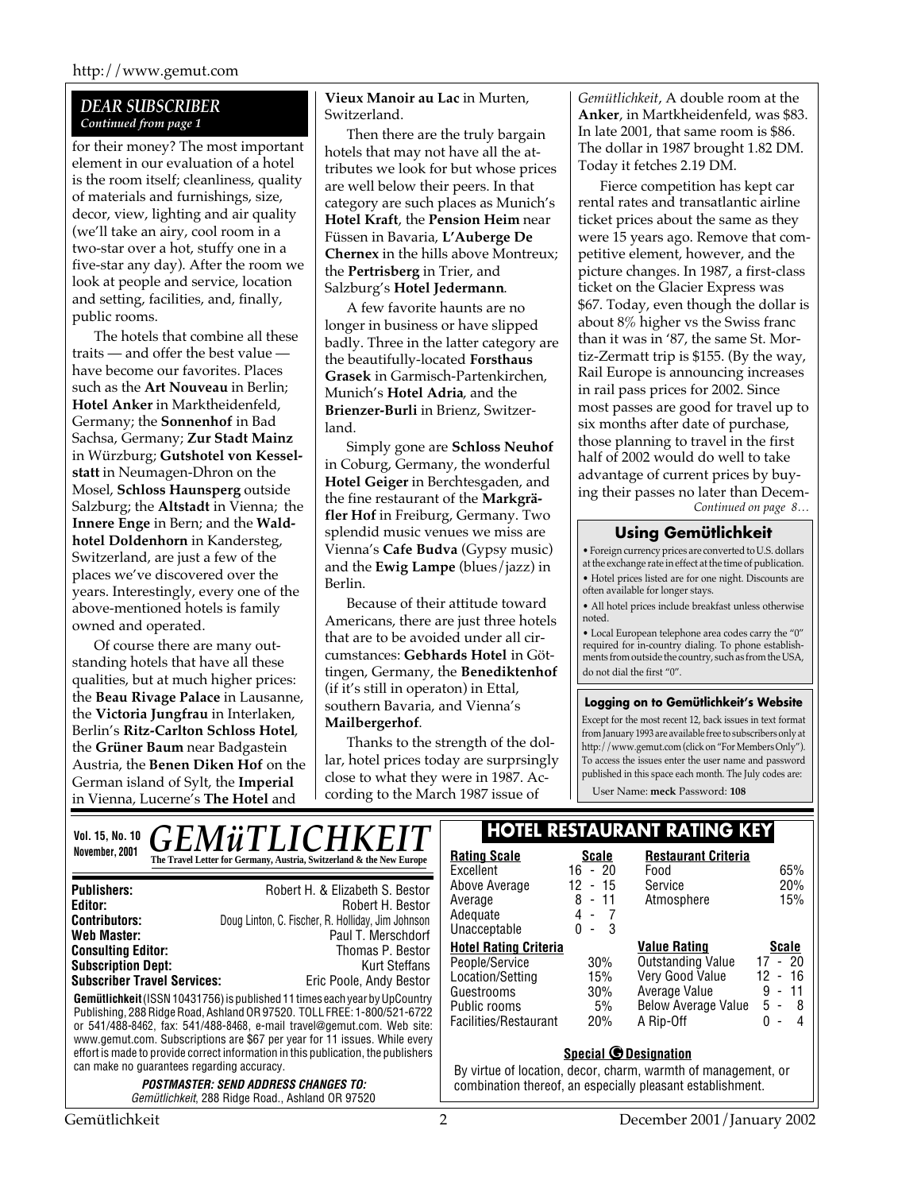## DEAR SUBSCRIBER

*Continued from page 1*

for their money? The most important element in our evaluation of a hotel is the room itself; cleanliness, quality of materials and furnishings, size, decor, view, lighting and air quality (we'll take an airy, cool room in a two-star over a hot, stuffy one in a five-star any day). After the room we look at people and service, location and setting, facilities, and, finally, public rooms.

The hotels that combine all these traits — and offer the best value — have become our favorites. Places such as the **Art Nouveau** in Berlin; **Hotel Anker** in Marktheidenfeld, Germany; the **Sonnenhof** in Bad Sachsa, Germany; **Zur Stadt Mainz** in Würzburg; **Gutshotel von Kesselstatt** in Neumagen-Dhron on the Mosel, **Schloss Haunsperg** outside Salzburg; the **Altstadt** in Vienna; the **Innere Enge** in Bern; and the **Waldhotel Doldenhorn** in Kandersteg, Switzerland, are just a few of the places we've discovered over the years. Interestingly, every one of the above-mentioned hotels is family owned and operated.

Of course there are many outstanding hotels that have all these qualities, but at much higher prices: the **Beau Rivage Palace** in Lausanne, the **Victoria Jungfrau** in Interlaken, Berlin's **Ritz-Carlton Schloss Hotel**, the **Grüner Baum** near Badgastein Austria, the **Benen Diken Hof** on the German island of Sylt, the **Imperial** in Vienna, Lucerne's **The Hotel** and **Vieux Manoir au Lac** in Murten, Switzerland.

Then there are the truly bargain hotels that may not have all the attributes we look for but whose prices are well below their peers. In that category are such places as Munich's **Hotel Kraft**, the **Pension Heim** near Füssen in Bavaria, **L'Auberge De Chernex** in the hills above Montreux; the **Pertrisberg** in Trier, and Salzburg's **Hotel Jedermann**.

A few favorite haunts are no longer in business or have slipped badly. Three in the latter category are the beautifully-located **Forsthaus Grasek** in Garmisch-Partenkirchen, Munich's **Hotel Adria**, and the **Brienzer-Burli** in Brienz, Switzerland.

Simply gone are **Schloss Neuhof** in Coburg, Germany, the wonderful **Hotel Geiger** in Berchtesgaden, and the fine restaurant of the **Markgräfler Hof** in Freiburg, Germany. Two splendid music venues we miss are Vienna's **Cafe Budva** (Gypsy music) and the **Ewig Lampe** (blues/jazz) in Berlin.

Because of their attitude toward Americans, there are just three hotels that are to be avoided under all circumstances: **Gebhards Hotel** in Göttingen, Germany, the **Benediktenhof** (if it's still in operaton) in Ettal, southern Bavaria, and Vienna's **Mailbergerhof**.

Thanks to the strength of the dollar, hotel prices today are surprsingly close to what they were in 1987. According to the March 1987 issue of *Gemütlichkeit*, A double room at the **Anker**, in Martkheidenfeld, was $83. In late 2001, that same room is $86. The dollar in 1987 brought 1.82 DM. Today it fetches 2.19 DM.

Fierce competition has kept car rental rates and transatlantic airline ticket prices about the same as they were 15 years ago. Remove that competitive element, however, and the picture changes. In 1987, a first-class ticket on the Glacier Express was $67. Today, even though the dollar is about 8% higher vs the Swiss franc than it was in '87, the same St. Mortiz-Zermatt trip is $155. (By the way, Rail Europe is announcing increases in rail pass prices for 2002. Since most passes are good for travel up to six months after date of purchase, those planning to travel in the first half of 2002 would do well to take advantage of current prices by buying their passes no later than Decem-

*Continued on page 8…*

### Using Gemütlichkeit

- Foreign currency prices are converted to U.S. dollars at the exchange rate in effect at the time of publication.
- Hotel prices listed are for one night. Discounts are often available for longer stays.
- All hotel prices include breakfast unless otherwise noted.
- Local European telephone area codes carry the "0" required for in-country dialing. To phone establishments from outside the country, such as from the USA, do not dial the first "0".

### Logging on to Gemütlichkeit's Website

Except for the most recent 12, back issues in text format from January 1993 are available free to subscribers only at http://www.gemut.com (click on "For Members Only"). To access the issues enter the user name and password published in this space each month. The July codes are:

User Name: **meck** Password: **108**

---

**Vol. 15, No. 10**
**November, 2001**

# GEMüTLICHKEIT

**The Travel Letter for Germany, Austria, Switzerland & the New Europe**

| | |
|---|---|
| **Publishers:** | Robert H. & Elizabeth S. Bestor |
| **Editor:** | Robert H. Bestor |
| **Contributors:** | Doug Linton, C. Fischer, R. Holliday, Jim Johnson |
| **Web Master:** | Paul T. Merschdorf |
| **Consulting Editor:** | Thomas P. Bestor |
| **Subscription Dept:** | Kurt Steffans |
| **Subscriber Travel Services:** | Eric Poole, Andy Bestor |

**Gemütlichkeit** (ISSN 10431756) is published 11 times each year by UpCountry Publishing, 288 Ridge Road, Ashland OR 97520. TOLL FREE: 1-800/521-6722 or 541/488-8462, fax: 541/488-8468, e-mail travel@gemut.com. Web site: www.gemut.com. Subscriptions are $67 per year for 11 issues. While every effort is made to provide correct information in this publication, the publishers can make no guarantees regarding accuracy.

***POSTMASTER: SEND ADDRESS CHANGES TO:***
*Gemütlichkeit*, 288 Ridge Road., Ashland OR 97520

## HOTEL RESTAURANT RATING KEY

| Rating Scale | Scale |
|---|---|
| Excellent | 16 - 20 |
| Above Average | 12 - 15 |
| Average | 8 - 11 |
| Adequate | 4 - 7 |
| Unacceptable | 0 - 3 |

| Restaurant Criteria | |
|---|---|
| Food | 65% |
| Service | 20% |
| Atmosphere | 15% |

| Hotel Rating Criteria | |
|---|---|
| People/Service | 30% |
| Location/Setting | 15% |
| Guestrooms | 30% |
| Public rooms | 5% |
| Facilities/Restaurant | 20% |

| Value Rating | Scale |
|---|---|
| Outstanding Value | 17 - 20 |
| Very Good Value | 12 - 16 |
| Average Value | 9 - 11 |
| Below Average Value | 5 - 8 |
| A Rip-Off | 0 - 4 |

**Special G Designation**

By virtue of location, decor, charm, warmth of management, or combination thereof, an especially pleasant establishment.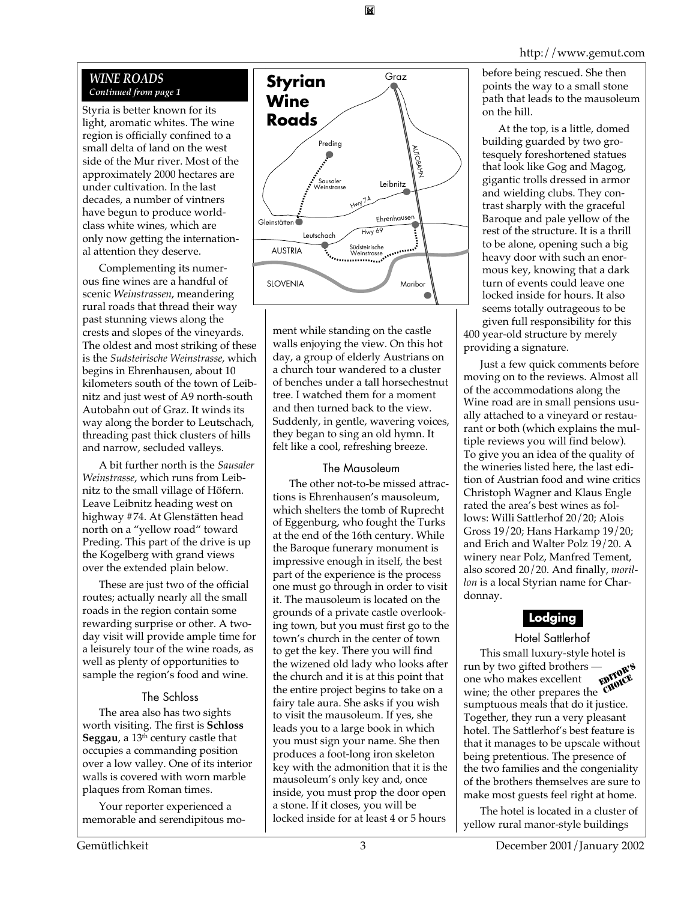*WINE ROADS*
*Continued from page 1*

Styria is better known for its light, aromatic whites. The wine region is officially confined to a small delta of land on the west side of the Mur river. Most of the approximately 2000 hectares are under cultivation. In the last decades, a number of vintners have begun to produce world-class white wines, which are only now getting the international attention they deserve.

Complementing its numerous fine wines are a handful of scenic *Weinstrassen*, meandering rural roads that thread their way past stunning views along the crests and slopes of the vineyards. The oldest and most striking of these is the *Sudsteirische Weinstrasse*, which begins in Ehrenhausen, about 10 kilometers south of the town of Leibnitz and just west of A9 north-south Autobahn out of Graz. It winds its way along the border to Leutschach, threading past thick clusters of hills and narrow, secluded valleys.

A bit further north is the *Sausaler Weinstrasse*, which runs from Leibnitz to the small village of Höfern. Leave Leibnitz heading west on highway #74. At Glenstätten head north on a "yellow road" toward Preding. This part of the drive is up the Kogelberg with grand views over the extended plain below.

These are just two of the official routes; actually nearly all the small roads in the region contain some rewarding surprise or other. A two-day visit will provide ample time for a leisurely tour of the wine roads, as well as plenty of opportunities to sample the region's food and wine.

### The Schloss

The area also has two sights worth visiting. The first is **Schloss Seggau**, a 13th century castle that occupies a commanding position over a low valley. One of its interior walls is covered with worn marble plaques from Roman times.

Your reporter experienced a memorable and serendipitous moment while standing on the castle walls enjoying the view. On this hot day, a group of elderly Austrians on a church tour wandered to a cluster of benches under a tall horsechestnut tree. I watched them for a moment and then turned back to the view. Suddenly, in gentle, wavering voices, they began to sing an old hymn. It felt like a cool, refreshing breeze.

**Styrian Wine Roads**

Graz · Preding · Sausaler Weinstrasse · Leibnitz · Hwy 74 · AUTOBAHN · Gleinstätten · Ehrenhausen · Leutschach · Hwy 69 · Südsteirische Weinstrasse · AUSTRIA · SLOVENIA · Maribor

### The Mausoleum

The other not-to-be missed attractions is Ehrenhausen's mausoleum, which shelters the tomb of Ruprecht of Eggenburg, who fought the Turks at the end of the 16th century. While the Baroque funerary monument is impressive enough in itself, the best part of the experience is the process one must go through in order to visit it. The mausoleum is located on the grounds of a private castle overlooking town, but you must first go to the town's church in the center of town to get the key. There you will find the wizened old lady who looks after the church and it is at this point that the entire project begins to take on a fairy tale aura. She asks if you wish to visit the mausoleum. If yes, she leads you to a large book in which you must sign your name. She then produces a foot-long iron skeleton key with the admonition that it is the mausoleum's only key and, once inside, you must prop the door open a stone. If it closes, you will be locked inside for at least 4 or 5 hours before being rescued. She then points the way to a small stone path that leads to the mausoleum on the hill.

At the top, is a little, domed building guarded by two grotesquely foreshortened statues that look like Gog and Magog, gigantic trolls dressed in armor and wielding clubs. They contrast sharply with the graceful Baroque and pale yellow of the rest of the structure. It is a thrill to be alone, opening such a big heavy door with such an enormous key, knowing that a dark turn of events could leave one locked inside for hours. It also seems totally outrageous to be given full responsibility for this 400 year-old structure by merely providing a signature.

Just a few quick comments before moving on to the reviews. Almost all of the accommodations along the Wine road are in small pensions usually attached to a vineyard or restaurant or both (which explains the multiple reviews you will find below). To give you an idea of the quality of the wineries listed here, the last edition of Austrian food and wine critics Christoph Wagner and Klaus Engle rated the area's best wines as follows: Willi Sattlerhof 20/20; Alois Gross 19/20; Hans Harkamp 19/20; and Erich and Walter Polz 19/20. A winery near Polz, Manfred Tement, also scored 20/20. And finally, *morillon* is a local Styrian name for Chardonnay.

## Lodging

### Hotel Sattlerhof

EDITOR'S CHOICE

This small luxury-style hotel is run by two gifted brothers — one who makes excellent wine; the other prepares the sumptuous meals that do it justice. Together, they run a very pleasant hotel. The Sattlerhof's best feature is that it manages to be upscale without being pretentious. The presence of the two families and the congeniality of the brothers themselves are sure to make most guests feel right at home.

The hotel is located in a cluster of yellow rural manor-style buildings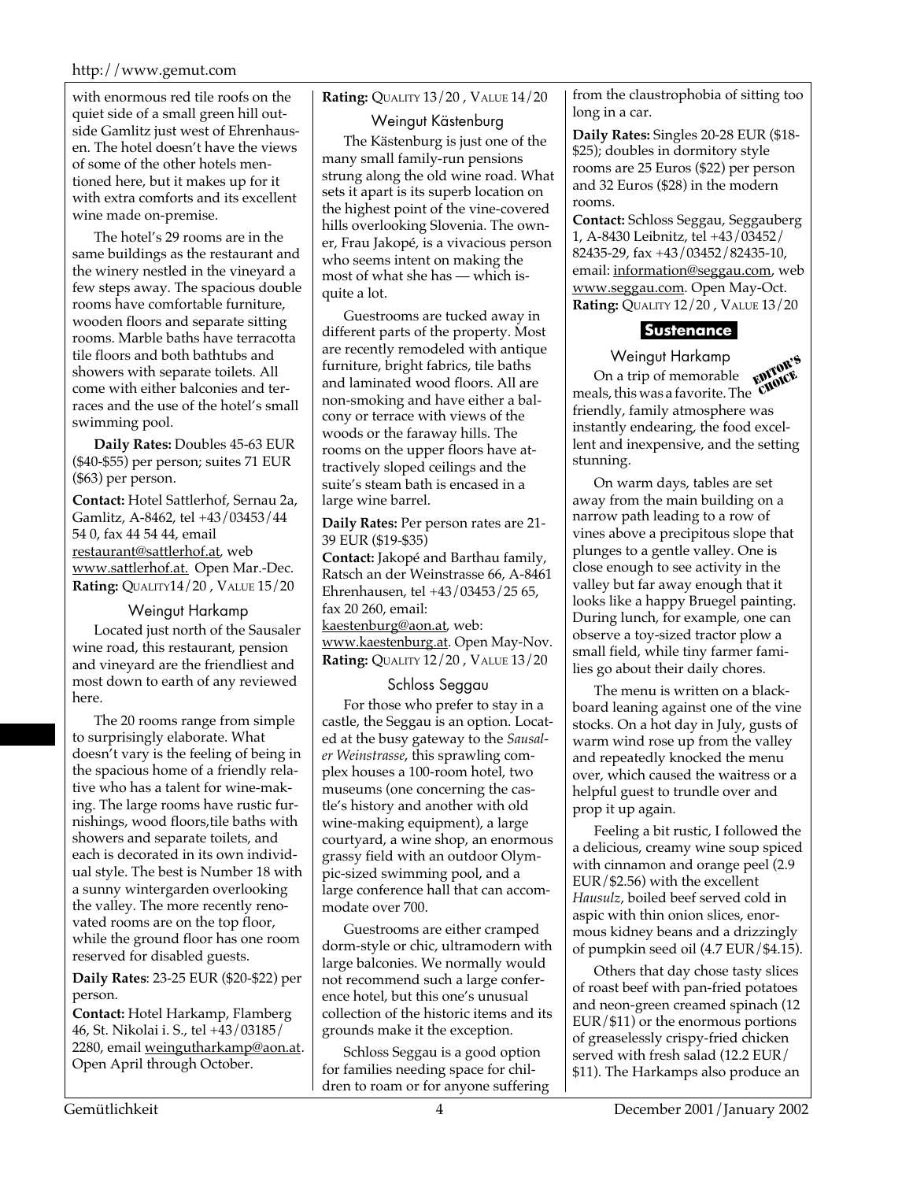with enormous red tile roofs on the quiet side of a small green hill outside Gamlitz just west of Ehrenhausen. The hotel doesn't have the views of some of the other hotels mentioned here, but it makes up for it with extra comforts and its excellent wine made on-premise.

The hotel's 29 rooms are in the same buildings as the restaurant and the winery nestled in the vineyard a few steps away. The spacious double rooms have comfortable furniture, wooden floors and separate sitting rooms. Marble baths have terracotta tile floors and both bathtubs and showers with separate toilets. All come with either balconies and terraces and the use of the hotel's small swimming pool.

**Daily Rates:** Doubles 45-63 EUR ($40-$55) per person; suites 71 EUR ($63) per person.

**Contact:** Hotel Sattlerhof, Sernau 2a, Gamlitz, A-8462, tel +43/03453/44 54 0, fax 44 54 54 44, email restaurant@sattlerhof.at, web www.sattlerhof.at. Open Mar.-Dec.
**Rating:** QUALITY 14/20 , VALUE 15/20

### Weingut Harkamp

Located just north of the Sausaler wine road, this restaurant, pension and vineyard are the friendliest and most down to earth of any reviewed here.

The 20 rooms range from simple to surprisingly elaborate. What doesn't vary is the feeling of being in the spacious home of a friendly relative who has a talent for wine-making. The large rooms have rustic furnishings, wood floors,tile baths with showers and separate toilets, and each is decorated in its own individual style. The best is Number 18 with a sunny wintergarden overlooking the valley. The more recently renovated rooms are on the top floor, while the ground floor has one room reserved for disabled guests.

**Daily Rates**: 23-25 EUR ($20-$22) per person.

**Contact:** Hotel Harkamp, Flamberg 46, St. Nikolai i. S., tel +43/03185/ 2280, email weingutharkamp@aon.at. Open April through October.

**Rating:** QUALITY 13/20 , VALUE 14/20

### Weingut Kästenburg

The Kästenburg is just one of the many small family-run pensions strung along the old wine road. What sets it apart is its superb location on the highest point of the vine-covered hills overlooking Slovenia. The owner, Frau Jakopé, is a vivacious person who seems intent on making the most of what she has — which is quite a lot.

Guestrooms are tucked away in different parts of the property. Most are recently remodeled with antique furniture, bright fabrics, tile baths and laminated wood floors. All are non-smoking and have either a balcony or terrace with views of the woods or the faraway hills. The rooms on the upper floors have attractively sloped ceilings and the suite's steam bath is encased in a large wine barrel.

**Daily Rates:** Per person rates are 21-39 EUR ($19-$35)

**Contact:** Jakopé and Barthau family, Ratsch an der Weinstrasse 66, A-8461 Ehrenhausen, tel +43/03453/25 65, fax 20 260, email: kaestenburg@aon.at, web: www.kaestenburg.at. Open May-Nov.
**Rating:** QUALITY 12/20 , VALUE 13/20

### Schloss Seggau

For those who prefer to stay in a castle, the Seggau is an option. Located at the busy gateway to the *Sausaler Weinstrasse*, this sprawling complex houses a 100-room hotel, two museums (one concerning the castle's history and another with old wine-making equipment), a large courtyard, a wine shop, an enormous grassy field with an outdoor Olympic-sized swimming pool, and a large conference hall that can accommodate over 700.

Guestrooms are either cramped dorm-style or chic, ultramodern with large balconies. We normally would not recommend such a large conference hotel, but this one's unusual collection of the historic items and its grounds make it the exception.

Schloss Seggau is a good option for families needing space for children to roam or for anyone suffering from the claustrophobia of sitting too long in a car.

**Daily Rates:** Singles 20-28 EUR ($18-$25); doubles in dormitory style rooms are 25 Euros ($22) per person and 32 Euros ($28) in the modern rooms.

**Contact:** Schloss Seggau, Seggauberg 1, A-8430 Leibnitz, tel +43/03452/ 82435-29, fax +43/03452/82435-10, email: information@seggau.com, web www.seggau.com. Open May-Oct.
**Rating:** QUALITY 12/20 , VALUE 13/20

## Sustenance

### Weingut Harkamp

EDITOR'S CHOICE

On a trip of memorable meals, this was a favorite. The friendly, family atmosphere was instantly endearing, the food excellent and inexpensive, and the setting stunning.

On warm days, tables are set away from the main building on a narrow path leading to a row of vines above a precipitous slope that plunges to a gentle valley. One is close enough to see activity in the valley but far away enough that it looks like a happy Bruegel painting. During lunch, for example, one can observe a toy-sized tractor plow a small field, while tiny farmer families go about their daily chores.

The menu is written on a blackboard leaning against one of the vine stocks. On a hot day in July, gusts of warm wind rose up from the valley and repeatedly knocked the menu over, which caused the waitress or a helpful guest to trundle over and prop it up again.

Feeling a bit rustic, I followed the a delicious, creamy wine soup spiced with cinnamon and orange peel (2.9 EUR/$2.56) with the excellent *Hausulz*, boiled beef served cold in aspic with thin onion slices, enormous kidney beans and a drizzingly of pumpkin seed oil (4.7 EUR/$4.15).

Others that day chose tasty slices of roast beef with pan-fried potatoes and neon-green creamed spinach (12 EUR/$11) or the enormous portions of greaselessly crispy-fried chicken served with fresh salad (12.2 EUR/ $11). The Harkamps also produce an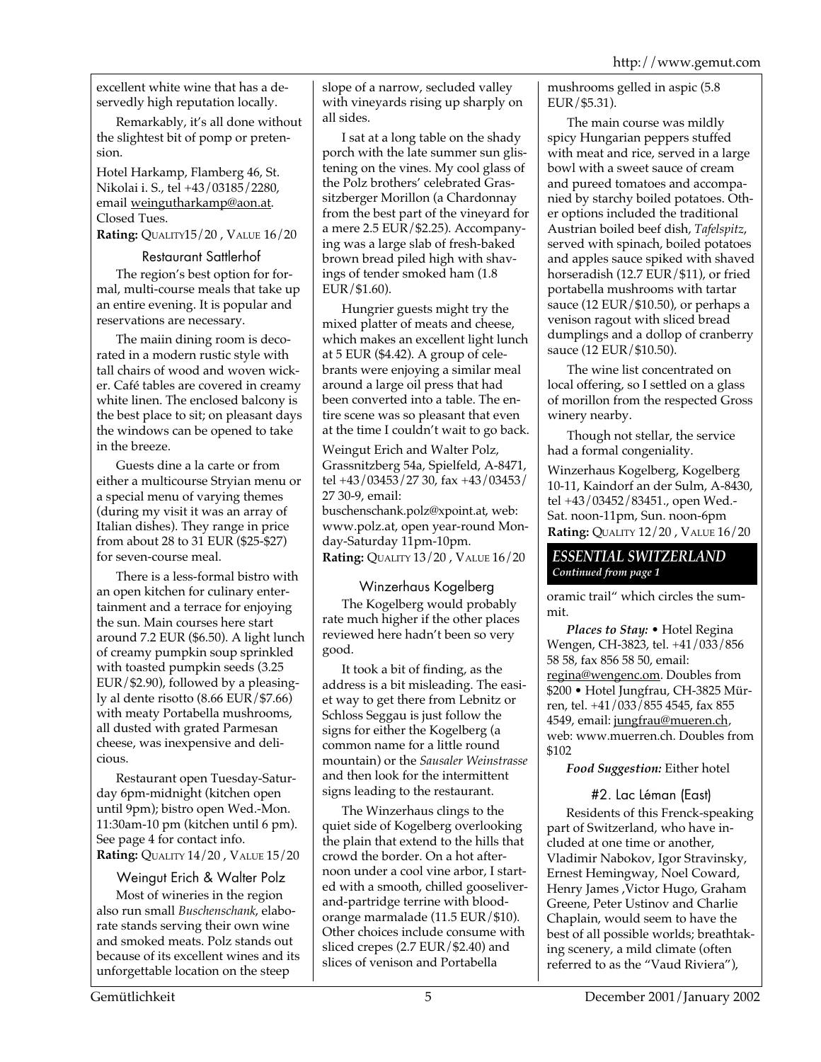excellent white wine that has a deservedly high reputation locally.

Remarkably, it's all done without the slightest bit of pomp or pretension.

Hotel Harkamp, Flamberg 46, St. Nikolai i. S., tel +43/03185/2280, email weingutharkamp@aon.at. Closed Tues.
**Rating:** QUALITY15/20 , VALUE 16/20

### Restaurant Sattlerhof

The region's best option for formal, multi-course meals that take up an entire evening. It is popular and reservations are necessary.

The maiin dining room is decorated in a modern rustic style with tall chairs of wood and woven wicker. Café tables are covered in creamy white linen. The enclosed balcony is the best place to sit; on pleasant days the windows can be opened to take in the breeze.

Guests dine a la carte or from either a multicourse Stryian menu or a special menu of varying themes (during my visit it was an array of Italian dishes). They range in price from about 28 to 31 EUR ($25-$27) for seven-course meal.

There is a less-formal bistro with an open kitchen for culinary entertainment and a terrace for enjoying the sun. Main courses here start around 7.2 EUR ($6.50). A light lunch of creamy pumpkin soup sprinkled with toasted pumpkin seeds (3.25 EUR/$2.90), followed by a pleasingly al dente risotto (8.66 EUR/$7.66) with meaty Portabella mushrooms, all dusted with grated Parmesan cheese, was inexpensive and delicious.

Restaurant open Tuesday-Saturday 6pm-midnight (kitchen open until 9pm); bistro open Wed.-Mon. 11:30am-10 pm (kitchen until 6 pm). See page 4 for contact info.
**Rating:** QUALITY 14/20 , VALUE 15/20

### Weingut Erich & Walter Polz

Most of wineries in the region also run small *Buschenschank*, elaborate stands serving their own wine and smoked meats. Polz stands out because of its excellent wines and its unforgettable location on the steep slope of a narrow, secluded valley with vineyards rising up sharply on all sides.

I sat at a long table on the shady porch with the late summer sun glistening on the vines. My cool glass of the Polz brothers' celebrated Grassitzberger Morillon (a Chardonnay from the best part of the vineyard for a mere 2.5 EUR/$2.25). Accompanying was a large slab of fresh-baked brown bread piled high with shavings of tender smoked ham (1.8 EUR/$1.60).

Hungrier guests might try the mixed platter of meats and cheese, which makes an excellent light lunch at 5 EUR ($4.42). A group of celebrants were enjoying a similar meal around a large oil press that had been converted into a table. The entire scene was so pleasant that even at the time I couldn't wait to go back.

Weingut Erich and Walter Polz, Grassnitzberg 54a, Spielfeld, A-8471, tel +43/03453/27 30, fax +43/03453/27 30-9, email: buschenschank.polz@xpoint.at, web: www.polz.at, open year-round Monday-Saturday 11pm-10pm.
**Rating:** QUALITY 13/20 , VALUE 16/20

### Winzerhaus Kogelberg

The Kogelberg would probably rate much higher if the other places reviewed here hadn't been so very good.

It took a bit of finding, as the address is a bit misleading. The easiet way to get there from Lebnitz or Schloss Seggau is just follow the signs for either the Kogelberg (a common name for a little round mountain) or the *Sausaler Weinstrasse* and then look for the intermittent signs leading to the restaurant.

The Winzerhaus clings to the quiet side of Kogelberg overlooking the plain that extend to the hills that crowd the border. On a hot afternoon under a cool vine arbor, I started with a smooth, chilled gooseliver-and-partridge terrine with blood-orange marmalade (11.5 EUR/$10). Other choices include consume with sliced crepes (2.7 EUR/$2.40) and slices of venison and Portabella mushrooms gelled in aspic (5.8 EUR/$5.31).

The main course was mildly spicy Hungarian peppers stuffed with meat and rice, served in a large bowl with a sweet sauce of cream and pureed tomatoes and accompanied by starchy boiled potatoes. Other options included the traditional Austrian boiled beef dish, *Tafelspitz*, served with spinach, boiled potatoes and apples sauce spiked with shaved horseradish (12.7 EUR/$11), or fried portabella mushrooms with tartar sauce (12 EUR/$10.50), or perhaps a venison ragout with sliced bread dumplings and a dollop of cranberry sauce (12 EUR/$10.50).

The wine list concentrated on local offering, so I settled on a glass of morillon from the respected Gross winery nearby.

Though not stellar, the service had a formal congeniality.

Winzerhaus Kogelberg, Kogelberg 10-11, Kaindorf an der Sulm, A-8430, tel +43/03452/83451., open Wed.-Sat. noon-11pm, Sun. noon-6pm
**Rating:** QUALITY 12/20 , VALUE 16/20

## *ESSENTIAL SWITZERLAND*
***Continued from page 1***

oramic trail" which circles the summit.

***Places to Stay:*** • Hotel Regina Wengen, CH-3823, tel. +41/033/856 58 58, fax 856 58 50, email: regina@wengenc.om. Doubles from $200 • Hotel Jungfrau, CH-3825 Mürren, tel. +41/033/855 4545, fax 855 4549, email: jungfrau@mueren.ch, web: www.muerren.ch. Doubles from $102

***Food Suggestion:*** Either hotel

### #2. Lac Léman (East)

Residents of this Frenck-speaking part of Switzerland, who have included at one time or another, Vladimir Nabokov, Igor Stravinsky, Ernest Hemingway, Noel Coward, Henry James ,Victor Hugo, Graham Greene, Peter Ustinov and Charlie Chaplain, would seem to have the best of all possible worlds; breathtaking scenery, a mild climate (often referred to as the "Vaud Riviera"),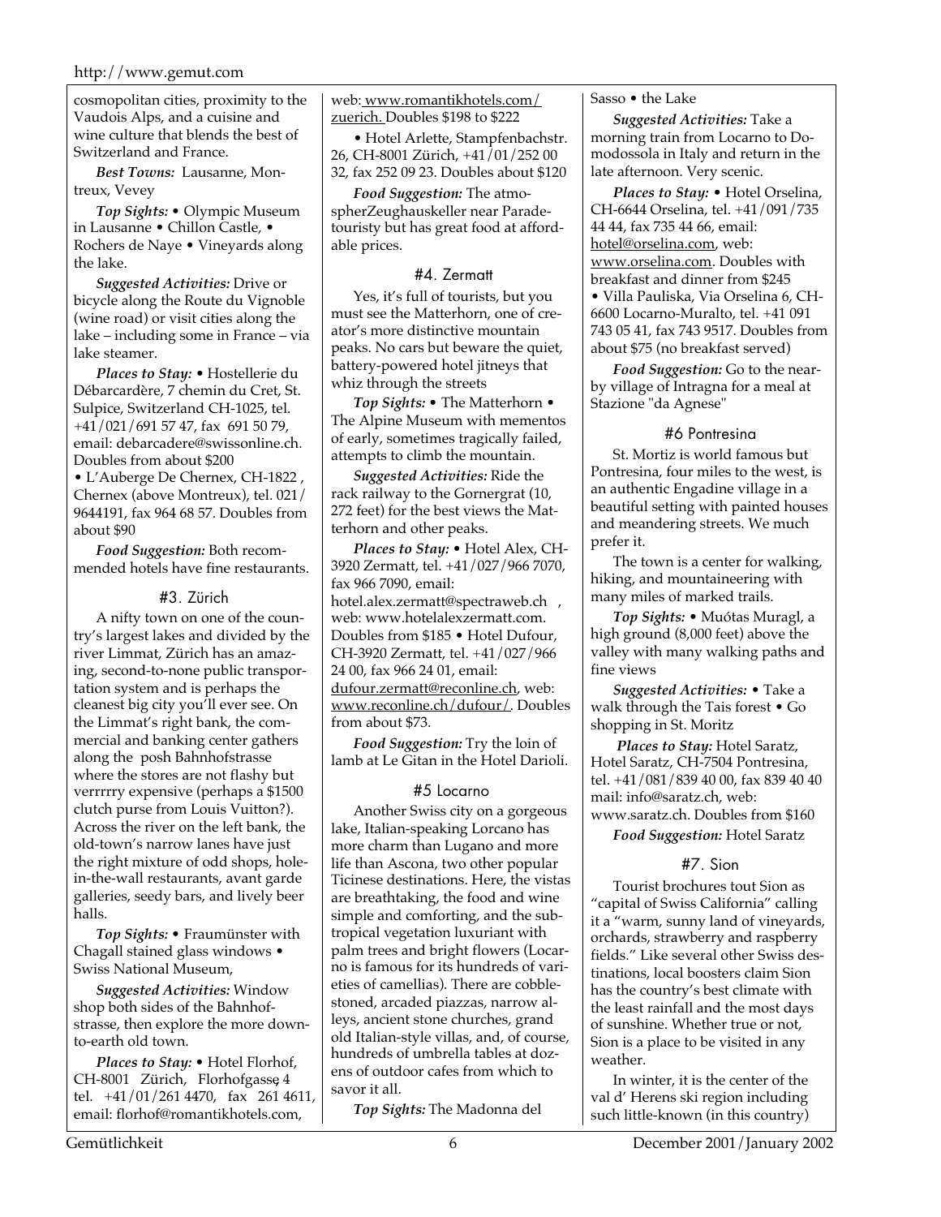cosmopolitan cities, proximity to the Vaudois Alps, and a cuisine and wine culture that blends the best of Switzerland and France.

***Best Towns:*** Lausanne, Montreux, Vevey

***Top Sights:*** • Olympic Museum in Lausanne • Chillon Castle, • Rochers de Naye • Vineyards along the lake.

***Suggested Activities:*** Drive or bicycle along the Route du Vignoble (wine road) or visit cities along the lake – including some in France – via lake steamer.

***Places to Stay:*** • Hostellerie du Débarcardère, 7 chemin du Cret, St. Sulpice, Switzerland CH-1025, tel. +41/021/691 57 47, fax 691 50 79, email: debarcadere@swissonline.ch. Doubles from about $200
• L'Auberge De Chernex, CH-1822 , Chernex (above Montreux), tel. 021/9644191, fax 964 68 57. Doubles from about $90

***Food Suggestion:*** Both recommended hotels have fine restaurants.

### #3. Zürich

A nifty town on one of the country's largest lakes and divided by the river Limmat, Zürich has an amazing, second-to-none public transportation system and is perhaps the cleanest big city you'll ever see. On the Limmat's right bank, the commercial and banking center gathers along the posh Bahnhofstrasse where the stores are not flashy but verrrrry expensive (perhaps a $1500 clutch purse from Louis Vuitton?). Across the river on the left bank, the old-town's narrow lanes have just the right mixture of odd shops, hole-in-the-wall restaurants, avant garde galleries, seedy bars, and lively beer halls.

***Top Sights:*** • Fraumünster with Chagall stained glass windows • Swiss National Museum,

***Suggested Activities:*** Window shop both sides of the Bahnhofstrasse, then explore the more down-to-earth old town.

***Places to Stay:*** • Hotel Florhof, CH-8001 Zürich, Florhofgasse, 4 tel. +41/01/261 4470, fax 261 4611, email: florhof@romantikhotels.com, web: www.romantikhotels.com/zuerich. Doubles $198 to $222

• Hotel Arlette, Stampfenbachstr. 26, CH-8001 Zürich, +41/01/252 00 32, fax 252 09 23. Doubles about $120

***Food Suggestion:*** The atmospherZeughauskeller near Parade-touristy but has great food at affordable prices.

### #4. Zermatt

Yes, it's full of tourists, but you must see the Matterhorn, one of creator's more distinctive mountain peaks. No cars but beware the quiet, battery-powered hotel jitneys that whiz through the streets

***Top Sights:*** • The Matterhorn • The Alpine Museum with mementos of early, sometimes tragically failed, attempts to climb the mountain.

***Suggested Activities:*** Ride the rack railway to the Gornergrat (10, 272 feet) for the best views the Matterhorn and other peaks.

***Places to Stay:*** • Hotel Alex, CH-3920 Zermatt, tel. +41/027/966 7070, fax 966 7090, email: hotel.alex.zermatt@spectraweb.ch , web: www.hotelalexzermatt.com. Doubles from $185 • Hotel Dufour, CH-3920 Zermatt, tel. +41/027/966 24 00, fax 966 24 01, email: dufour.zermatt@reconline.ch, web: www.reconline.ch/dufour/. Doubles from about $73.

***Food Suggestion:*** Try the loin of lamb at Le Gitan in the Hotel Darioli.

### #5 Locarno

Another Swiss city on a gorgeous lake, Italian-speaking Lorcano has more charm than Lugano and more life than Ascona, two other popular Ticinese destinations. Here, the vistas are breathtaking, the food and wine simple and comforting, and the subtropical vegetation luxuriant with palm trees and bright flowers (Locarno is famous for its hundreds of varieties of camellias). There are cobblestoned, arcaded piazzas, narrow alleys, ancient stone churches, grand old Italian-style villas, and, of course, hundreds of umbrella tables at dozens of outdoor cafes from which to savor it all.

***Top Sights:*** The Madonna del Sasso • the Lake

***Suggested Activities:*** Take a morning train from Locarno to Domodossola in Italy and return in the late afternoon. Very scenic.

***Places to Stay:*** • Hotel Orselina, CH-6644 Orselina, tel. +41/091/735 44 44, fax 735 44 66, email: hotel@orselina.com, web: www.orselina.com. Doubles with breakfast and dinner from $245
• Villa Pauliska, Via Orselina 6, CH-6600 Locarno-Muralto, tel. +41 091 743 05 41, fax 743 9517. Doubles from about $75 (no breakfast served)

***Food Suggestion:*** Go to the nearby village of Intragna for a meal at Stazione "da Agnese"

### #6 Pontresina

St. Mortiz is world famous but Pontresina, four miles to the west, is an authentic Engadine village in a beautiful setting with painted houses and meandering streets. We much prefer it.

The town is a center for walking, hiking, and mountaineering with many miles of marked trails.

***Top Sights:*** • Muótas Muragl, a high ground (8,000 feet) above the valley with many walking paths and fine views

***Suggested Activities:*** • Take a walk through the Tais forest • Go shopping in St. Moritz

***Places to Stay:*** Hotel Saratz, Hotel Saratz, CH-7504 Pontresina, tel. +41/081/839 40 00, fax 839 40 40 mail: info@saratz.ch, web: www.saratz.ch. Doubles from $160

***Food Suggestion:*** Hotel Saratz

### #7. Sion

Tourist brochures tout Sion as "capital of Swiss California" calling it a "warm, sunny land of vineyards, orchards, strawberry and raspberry fields." Like several other Swiss destinations, local boosters claim Sion has the country's best climate with the least rainfall and the most days of sunshine. Whether true or not, Sion is a place to be visited in any weather.

In winter, it is the center of the val d' Herens ski region including such little-known (in this country)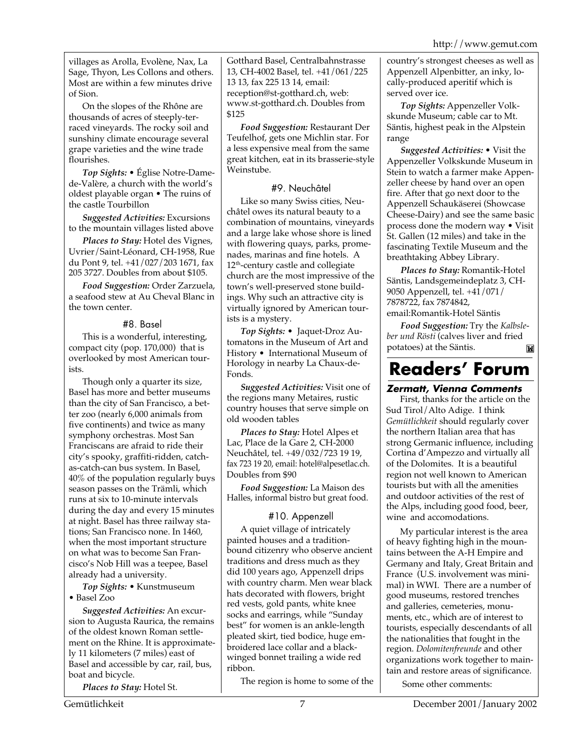villages as Arolla, Evolène, Nax, La Sage, Thyon, Les Collons and others. Most are within a few minutes drive of Sion.

On the slopes of the Rhône are thousands of acres of steeply-terraced vineyards. The rocky soil and sunshiny climate encourage several grape varieties and the wine trade flourishes.

***Top Sights:*** • Église Notre-Dame-de-Valère, a church with the world's oldest playable organ • The ruins of the castle Tourbillon

***Suggested Activities:*** Excursions to the mountain villages listed above

***Places to Stay:*** Hotel des Vignes, Uvrier/Saint-Léonard, CH-1958, Rue du Pont 9, tel. +41/027/203 1671, fax 205 3727. Doubles from about $105.

***Food Suggestion:*** Order Zarzuela, a seafood stew at Au Cheval Blanc in the town center.

### #8. Basel

This is a wonderful, interesting, compact city (pop. 170,000) that is overlooked by most American tourists.

Though only a quarter its size, Basel has more and better museums than the city of San Francisco, a better zoo (nearly 6,000 animals from five continents) and twice as many symphony orchestras. Most San Franciscans are afraid to ride their city's spooky, graffiti-ridden, catch-as-catch-can bus system. In Basel, 40% of the population regularly buys season passes on the Trämli, which runs at six to 10-minute intervals during the day and every 15 minutes at night. Basel has three railway stations; San Francisco none. In 1460, when the most important structure on what was to become San Francisco's Nob Hill was a teepee, Basel already had a university.

***Top Sights:*** • Kunstmuseum • Basel Zoo

***Suggested Activities:*** An excursion to Augusta Raurica, the remains of the oldest known Roman settlement on the Rhine. It is approximately 11 kilometers (7 miles) east of Basel and accessible by car, rail, bus, boat and bicycle.

***Places to Stay:*** Hotel St. Gotthard Basel, Centralbahnstrasse 13, CH-4002 Basel, tel. +41/061/225 13 13, fax 225 13 14, email: reception@st-gotthard.ch, web: www.st-gotthard.ch. Doubles from $125

***Food Suggestion:*** Restaurant Der Teufelhof, gets one Michlin star. For a less expensive meal from the same great kitchen, eat in its brasserie-style Weinstube.

### #9. Neuchâtel

Like so many Swiss cities, Neuchâtel owes its natural beauty to a combination of mountains, vineyards and a large lake whose shore is lined with flowering quays, parks, promenades, marinas and fine hotels. A 12th-century castle and collegiate church are the most impressive of the town's well-preserved stone buildings. Why such an attractive city is virtually ignored by American tourists is a mystery.

***Top Sights:*** • Jaquet-Droz Automatons in the Museum of Art and History • International Museum of Horology in nearby La Chaux-de-Fonds.

***Suggested Activities:*** Visit one of the regions many Metaires, rustic country houses that serve simple on old wooden tables

***Places to Stay:*** Hotel Alpes et Lac, Place de la Gare 2, CH-2000 Neuchâtel, tel. +49/032/723 19 19, fax 723 19 20, email: hotel@alpesetlac.ch. Doubles from $90

***Food Suggestion:*** La Maison des Halles, informal bistro but great food.

### #10. Appenzell

A quiet village of intricately painted houses and a tradition-bound citizenry who observe ancient traditions and dress much as they did 100 years ago, Appenzell drips with country charm. Men wear black hats decorated with flowers, bright red vests, gold pants, white knee socks and earrings, while "Sunday best" for women is an ankle-length pleated skirt, tied bodice, huge embroidered lace collar and a black-winged bonnet trailing a wide red ribbon.

The region is home to some of the country's strongest cheeses as well as Appenzell Alpenbitter, an inky, locally-produced aperitif which is served over ice.

***Top Sights:*** Appenzeller Volkskunde Museum; cable car to Mt. Säntis, highest peak in the Alpstein range

***Suggested Activities:*** • Visit the Appenzeller Volkskunde Museum in Stein to watch a farmer make Appenzeller cheese by hand over an open fire. After that go next door to the Appenzell Schaukäserei (Showcase Cheese-Dairy) and see the same basic process done the modern way • Visit St. Gallen (12 miles) and take in the fascinating Textile Museum and the breathtaking Abbey Library.

***Places to Stay:*** Romantik-Hotel Säntis, Landsgemeindeplatz 3, CH-9050 Appenzell, tel. +41/071/7878722, fax 7874842, email:Romantik-Hotel Säntis

***Food Suggestion:*** Try the *Kalbsleber und Rösti* (calves liver and fried potatoes) at the Säntis.

# Readers' Forum

#### Zermatt, Vienna Comments

First, thanks for the article on the Sud Tirol/Alto Adige. I think *Gemütlichkeit* should regularly cover the northern Italian area that has strong Germanic influence, including Cortina d'Ampezzo and virtually all of the Dolomites. It is a beautiful region not well known to American tourists but with all the amenities and outdoor activities of the rest of the Alps, including good food, beer, wine and accomodations.

My particular interest is the area of heavy fighting high in the mountains between the A-H Empire and Germany and Italy, Great Britain and France (U.S. involvement was minimal) in WWI. There are a number of good museums, restored trenches and galleries, cemeteries, monuments, etc., which are of interest to tourists, especially descendants of all the nationalities that fought in the region. *Dolomitenfreunde* and other organizations work together to maintain and restore areas of significance.

Some other comments: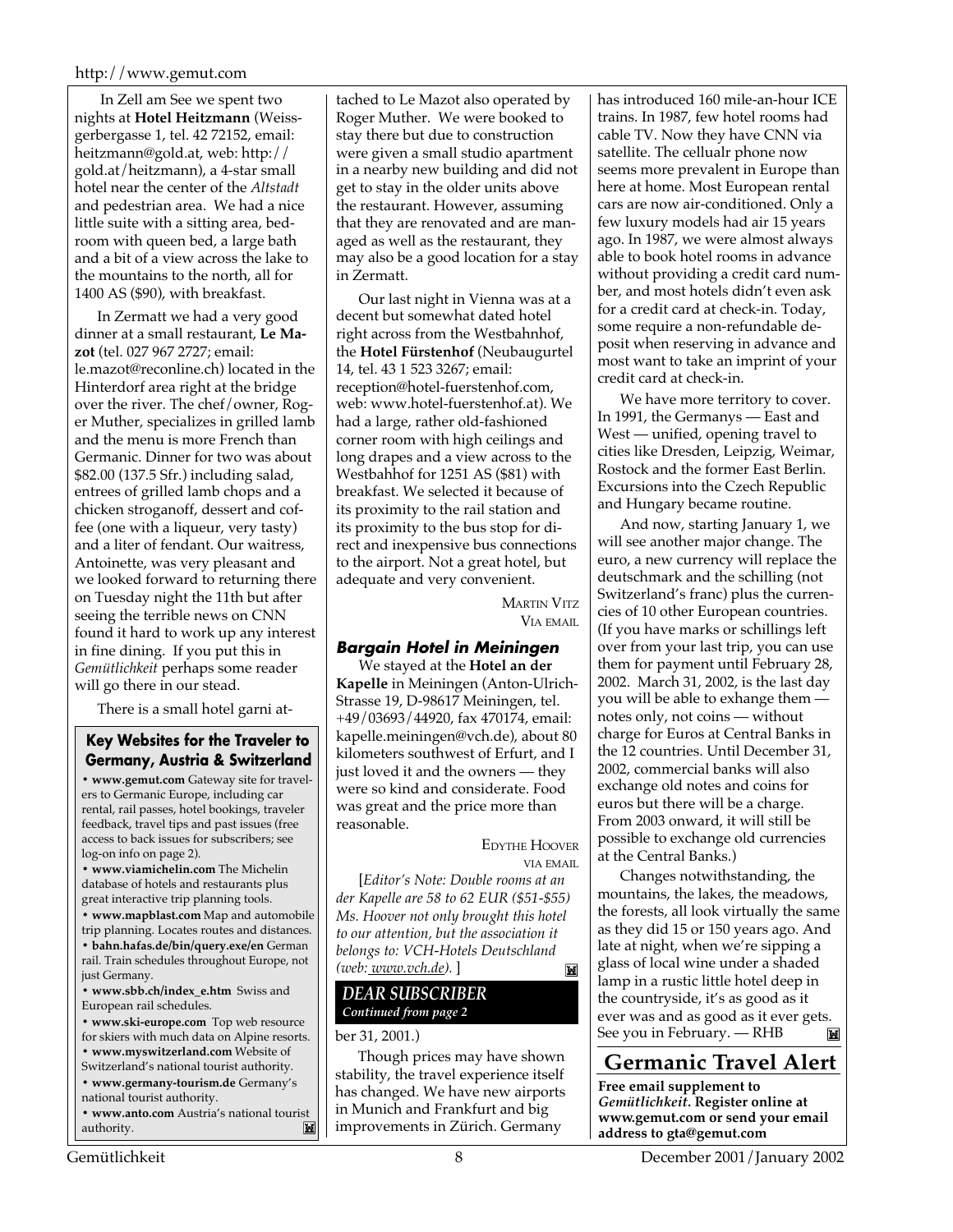In Zell am See we spent two nights at **Hotel Heitzmann** (Weissgerbergasse 1, tel. 42 72152, email: heitzmann@gold.at, web: http://gold.at/heitzmann), a 4-star small hotel near the center of the *Altstadt* and pedestrian area. We had a nice little suite with a sitting area, bedroom with queen bed, a large bath and a bit of a view across the lake to the mountains to the north, all for 1400 AS ($90), with breakfast.

In Zermatt we had a very good dinner at a small restaurant, **Le Mazot** (tel. 027 967 2727; email: le.mazot@reconline.ch) located in the Hinterdorf area right at the bridge over the river. The chef/owner, Roger Muther, specializes in grilled lamb and the menu is more French than Germanic. Dinner for two was about $82.00 (137.5 Sfr.) including salad, entrees of grilled lamb chops and a chicken stroganoff, dessert and coffee (one with a liqueur, very tasty) and a liter of fendant. Our waitress, Antoinette, was very pleasant and we looked forward to returning there on Tuesday night the 11th but after seeing the terrible news on CNN found it hard to work up any interest in fine dining. If you put this in *Gemütlichkeit* perhaps some reader will go there in our stead.

There is a small hotel garni attached to Le Mazot also operated by Roger Muther. We were booked to stay there but due to construction were given a small studio apartment in a nearby new building and did not get to stay in the older units above the restaurant. However, assuming that they are renovated and are managed as well as the restaurant, they may also be a good location for a stay in Zermatt.

Our last night in Vienna was at a decent but somewhat dated hotel right across from the Westbahnhof, the **Hotel Fürstenhof** (Neubaugurtel 14, tel. 43 1 523 3267; email: reception@hotel-fuerstenhof.com, web: www.hotel-fuerstenhof.at). We had a large, rather old-fashioned corner room with high ceilings and long drapes and a view across to the Westbahhof for 1251 AS ($81) with breakfast. We selected it because of its proximity to the rail station and its proximity to the bus stop for direct and inexpensive bus connections to the airport. Not a great hotel, but adequate and very convenient.

MARTIN VITZ
VIA EMAIL

### Key Websites for the Traveler to Germany, Austria & Switzerland

- **www.gemut.com** Gateway site for travelers to Germanic Europe, including car rental, rail passes, hotel bookings, traveler feedback, travel tips and past issues (free access to back issues for subscribers; see log-on info on page 2).
- **www.viamichelin.com** The Michelin database of hotels and restaurants plus great interactive trip planning tools.
- **www.mapblast.com** Map and automobile trip planning. Locates routes and distances.
- **bahn.hafas.de/bin/query.exe/en** German rail. Train schedules throughout Europe, not just Germany.
- **www.sbb.ch/index_e.htm** Swiss and European rail schedules.
- **www.ski-europe.com** Top web resource for skiers with much data on Alpine resorts.
- **www.myswitzerland.com** Website of Switzerland's national tourist authority.
- **www.germany-tourism.de** Germany's national tourist authority.
- **www.anto.com** Austria's national tourist authority.

### Bargain Hotel in Meiningen

We stayed at the **Hotel an der Kapelle** in Meiningen (Anton-Ulrich-Strasse 19, D-98617 Meiningen, tel. +49/03693/44920, fax 470174, email: kapelle.meiningen@vch.de), about 80 kilometers southwest of Erfurt, and I just loved it and the owners — they were so kind and considerate. Food was great and the price more than reasonable.

EDYTHE HOOVER
VIA EMAIL

[*Editor's Note: Double rooms at an der Kapelle are 58 to 62 EUR ($51-$55) Ms. Hoover not only brought this hotel to our attention, but the association it belongs to: VCH-Hotels Deutschland (web: www.vch.de).* ]

### DEAR SUBSCRIBER
*Continued from page 2*

ber 31, 2001.)

Though prices may have shown stability, the travel experience itself has changed. We have new airports in Munich and Frankfurt and big improvements in Zürich. Germany has introduced 160 mile-an-hour ICE trains. In 1987, few hotel rooms had cable TV. Now they have CNN via satellite. The cellualr phone now seems more prevalent in Europe than here at home. Most European rental cars are now air-conditioned. Only a few luxury models had air 15 years ago. In 1987, we were almost always able to book hotel rooms in advance without providing a credit card number, and most hotels didn't even ask for a credit card at check-in. Today, some require a non-refundable deposit when reserving in advance and most want to take an imprint of your credit card at check-in.

We have more territory to cover. In 1991, the Germanys — East and West — unified, opening travel to cities like Dresden, Leipzig, Weimar, Rostock and the former East Berlin. Excursions into the Czech Republic and Hungary became routine.

And now, starting January 1, we will see another major change. The euro, a new currency will replace the deutschmark and the schilling (not Switzerland's franc) plus the currencies of 10 other European countries. (If you have marks or schillings left over from your last trip, you can use them for payment until February 28, 2002. March 31, 2002, is the last day you will be able to exhange them — notes only, not coins — without charge for Euros at Central Banks in the 12 countries. Until December 31, 2002, commercial banks will also exchange old notes and coins for euros but there will be a charge. From 2003 onward, it will still be possible to exchange old currencies at the Central Banks.)

Changes notwithstanding, the mountains, the lakes, the meadows, the forests, all look virtually the same as they did 15 or 150 years ago. And late at night, when we're sipping a glass of local wine under a shaded lamp in a rustic little hotel deep in the countryside, it's as good as it ever was and as good as it ever gets. See you in February. — RHB

## Germanic Travel Alert

**Free email supplement to *Gemütlichkeit*. Register online at www.gemut.com or send your email address to gta@gemut.com**